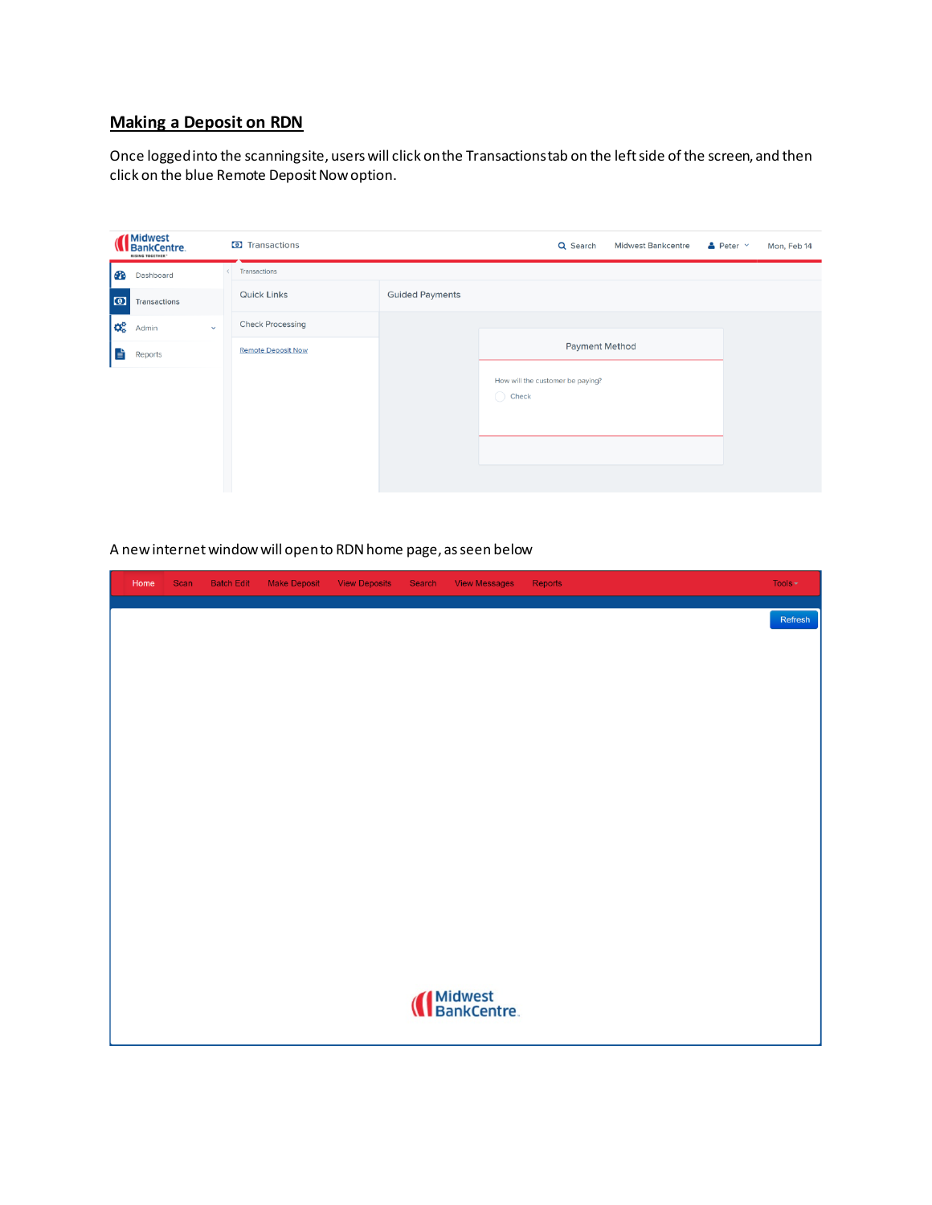## Making a Deposit on RDN

Once logged into the scanning site, users will click on the Transactions tab on the left side of the screen, and then click on the blue Remote Deposit Now option.

A new internet window will open to RDN home page, as seen below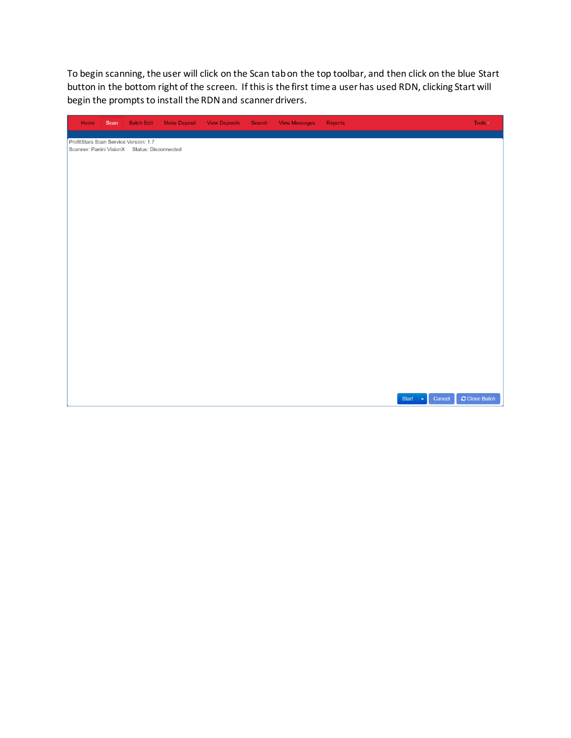To begin scanning, the user will click on the Scan tab on the top toolbar, and then click on the blue Start button in the bottom right of the screen. If this is the first time a user has used RDN, clicking Start will begin the prompts to install the RDN and scanner drivers.

Home Scan Batch Edit Make Deposit View Deposits Search View Messages Reports Tools

ProfitStars Scan Service Version: 1.7

Scanner: Panini VisionX Status: Disconnected

Start Cancel Close Batch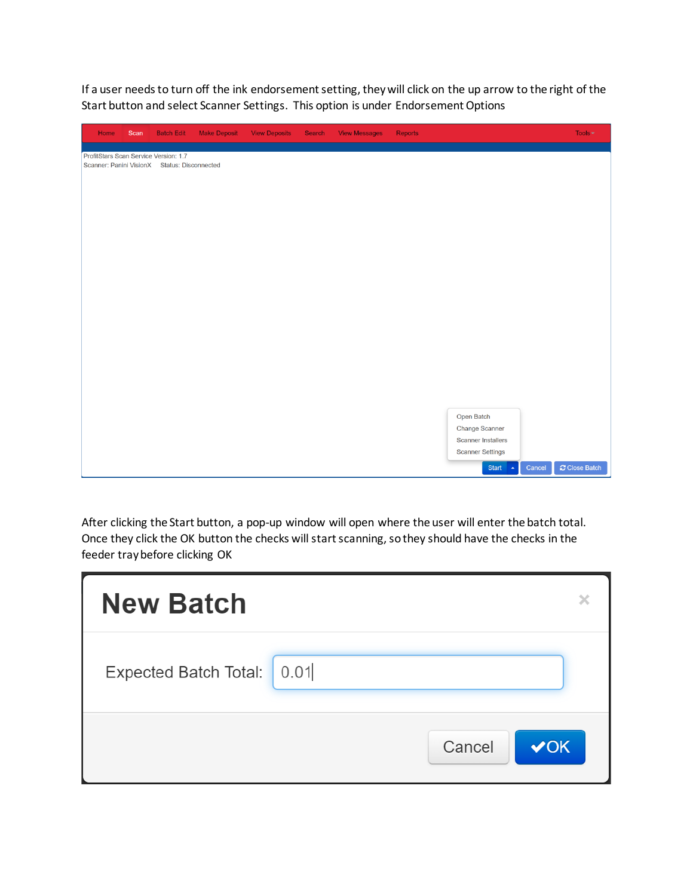If a user needs to turn off the ink endorsement setting, they will click on the up arrow to the right of the Start button and select Scanner Settings. This option is under Endorsement Options

Home Scan Batch Edit Make Deposit View Deposits Search View Messages Reports Tools

ProfitStars Scan Service Version: 1.7
Scanner: Panini VisionX Status: Disconnected

Open Batch
Change Scanner
Scanner Installers
Scanner Settings

Start Cancel Close Batch

After clicking the Start button, a pop-up window will open where the user will enter the batch total. Once they click the OK button the checks will start scanning, so they should have the checks in the feeder tray before clicking OK

New Batch

Expected Batch Total: 0.01

Cancel OK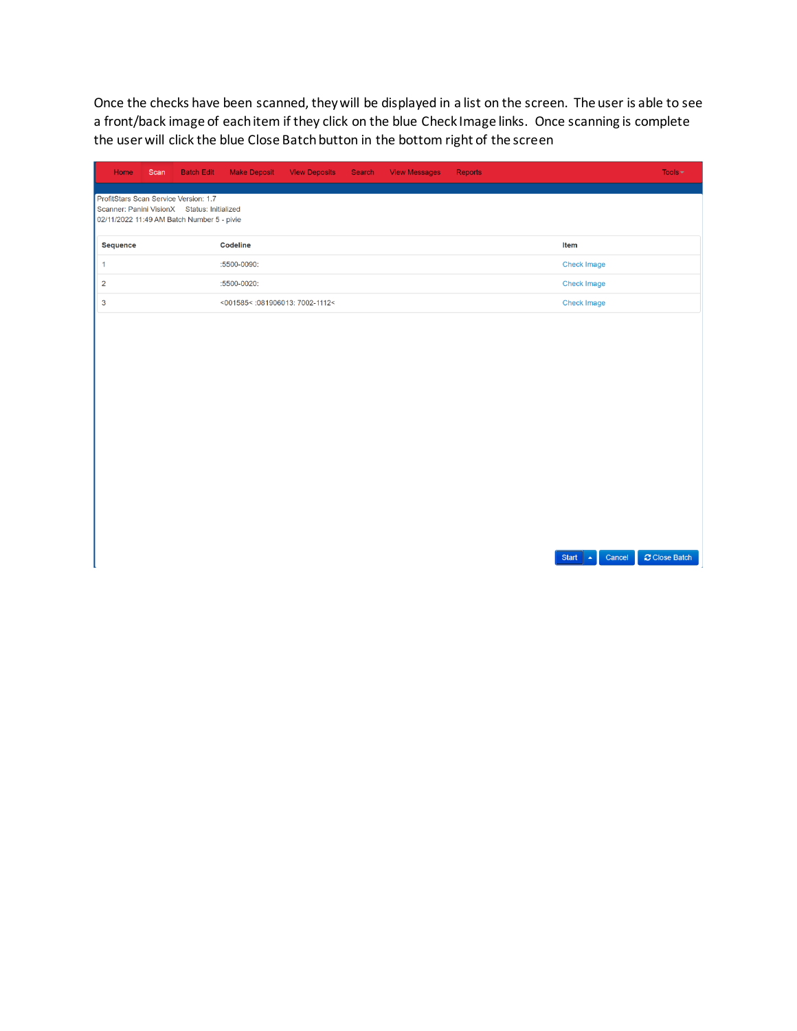Once the checks have been scanned, they will be displayed in a list on the screen. The user is able to see a front/back image of each item if they click on the blue Check Image links. Once scanning is complete the user will click the blue Close Batch button in the bottom right of the screen

Home Scan Batch Edit Make Deposit View Deposits Search View Messages Reports Tools

ProfitStars Scan Service Version: 1.7
Scanner: Panini VisionX Status: Initialized
02/11/2022 11:49 AM Batch Number 5 - pivie

| Sequence | Codeline | Item |
|---|---|---|
| 1 | :5500-0090: | Check Image |
| 2 | :5500-0020: | Check Image |
| 3 | <001585< :081906013: 7002-1112< | Check Image |

Start Cancel Close Batch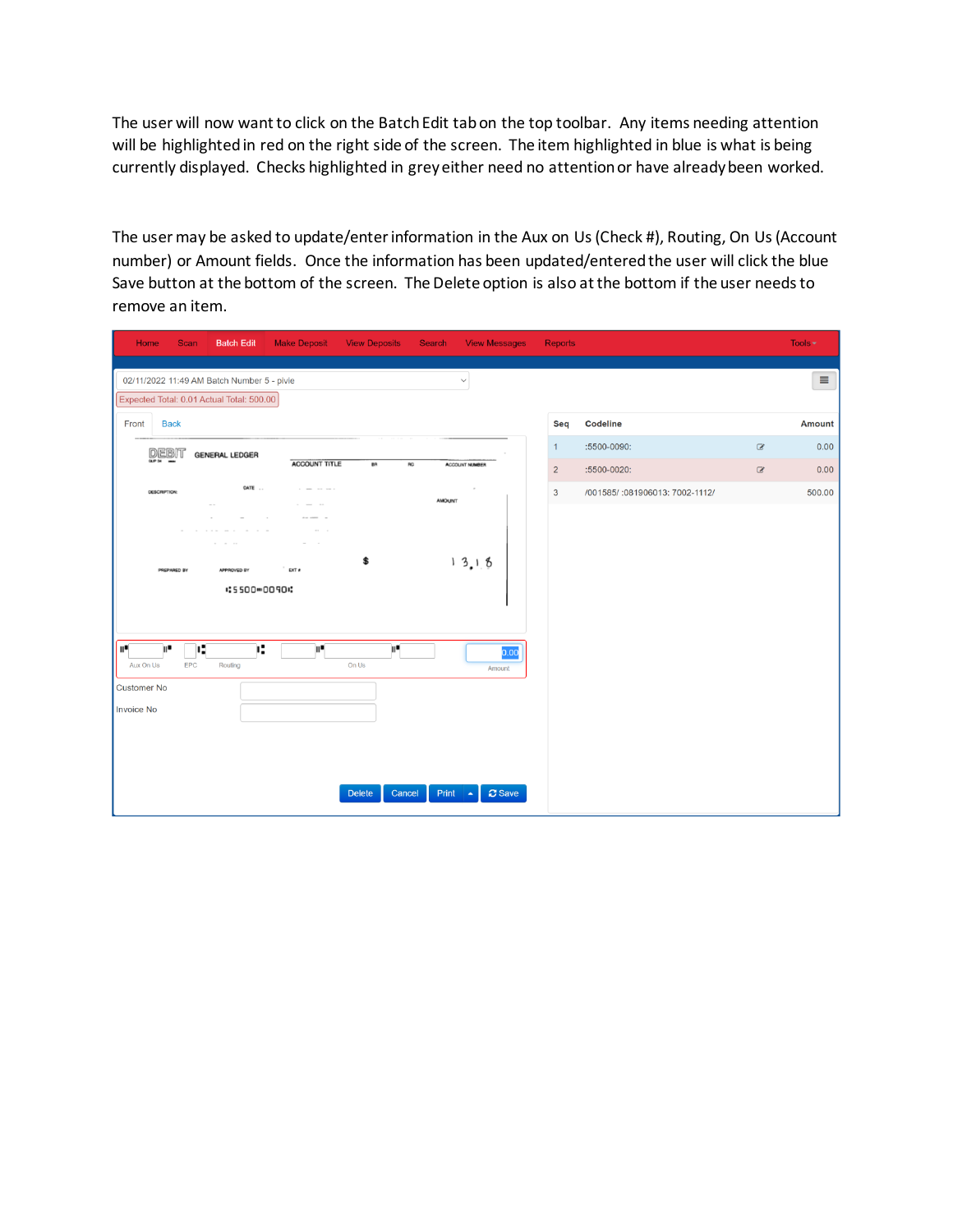The user will now want to click on the Batch Edit tab on the top toolbar. Any items needing attention will be highlighted in red on the right side of the screen. The item highlighted in blue is what is being currently displayed. Checks highlighted in grey either need no attention or have already been worked.

The user may be asked to update/enter information in the Aux on Us (Check #), Routing, On Us (Account number) or Amount fields. Once the information has been updated/entered the user will click the blue Save button at the bottom of the screen. The Delete option is also at the bottom if the user needs to remove an item.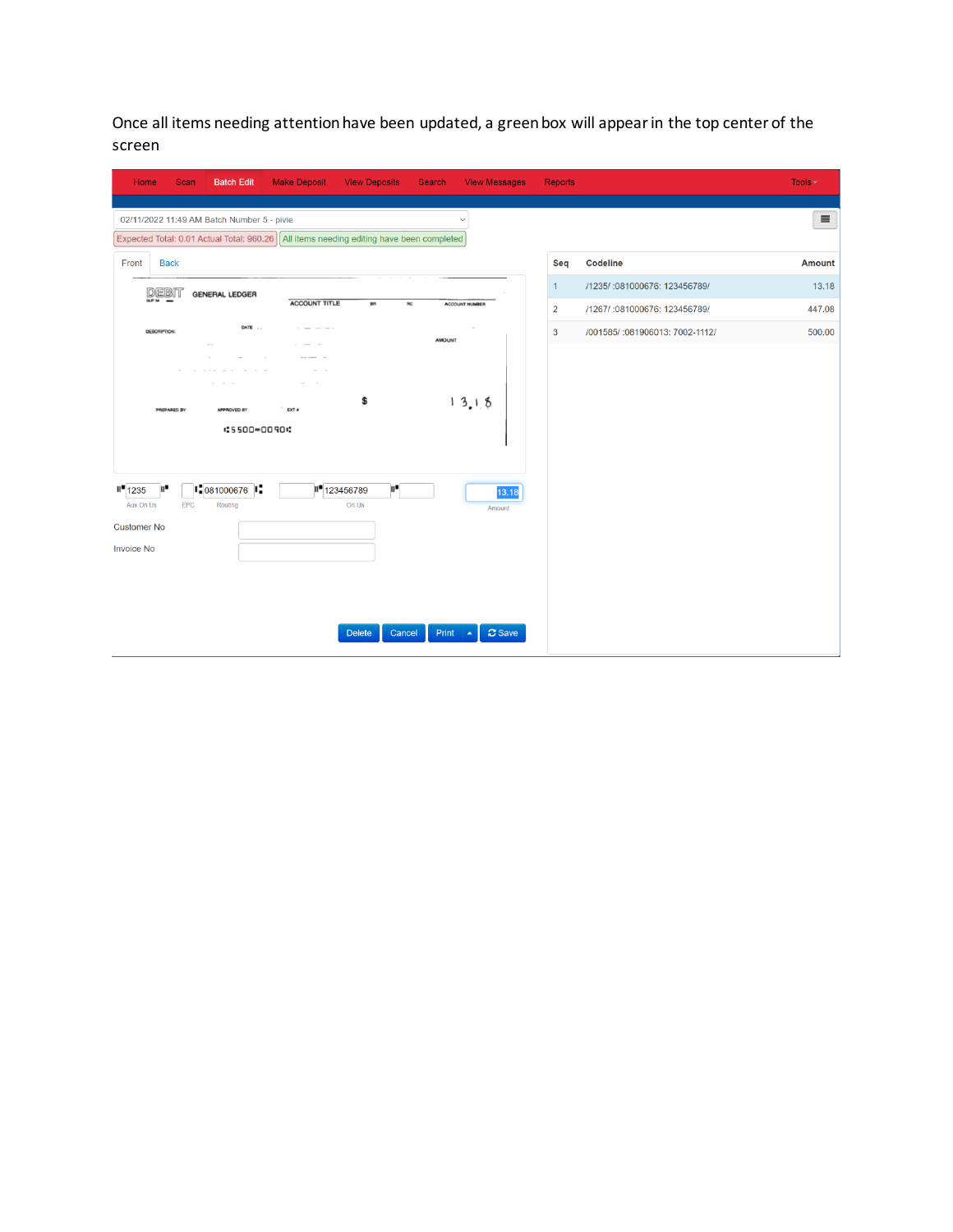Once all items needing attention have been updated, a green box will appear in the top center of the screen

Home Scan Batch Edit Make Deposit View Deposits Search View Messages Reports Tools

02/11/2022 11:49 AM Batch Number 5 - pivie

Expected Total: 0.01 Actual Total: 960.26 | All items needing editing have been completed

Front Back

| Seq | Codeline | Amount |
|---|---|---|
| 1 | /1235/ :081000676: 123456789/ | 13.18 |
| 2 | /1267/ :081000676: 123456789/ | 447.08 |
| 3 | /001585/ :081906013: 7002-1112/ | 500.00 |

1235 Aux On Us | EPC | 081000676 Routing | 123456789 On Us | 13.18 Amount

Customer No

Invoice No

Delete Cancel Print Save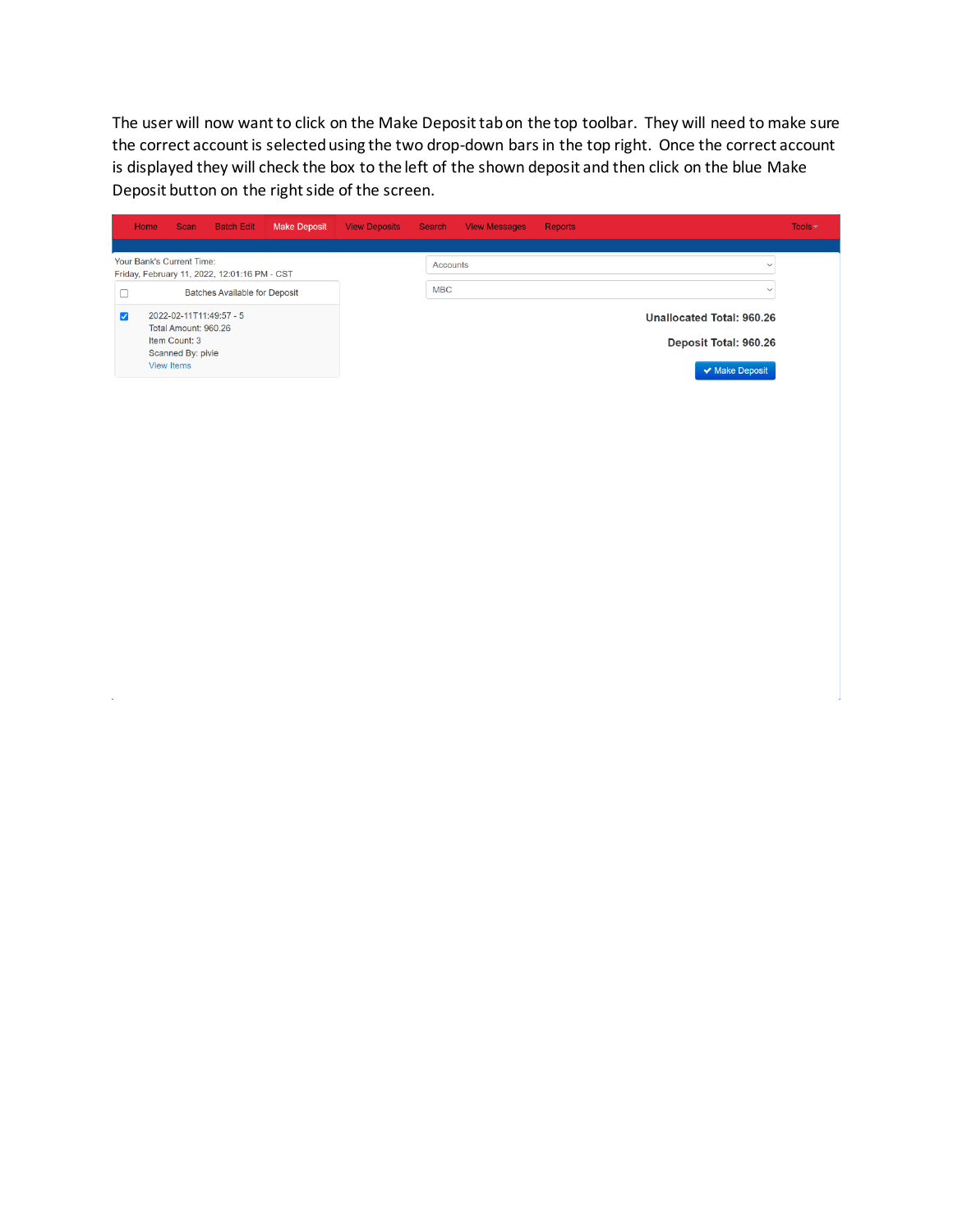The user will now want to click on the Make Deposit tab on the top toolbar. They will need to make sure the correct account is selected using the two drop-down bars in the top right. Once the correct account is displayed they will check the box to the left of the shown deposit and then click on the blue Make Deposit button on the right side of the screen.

Home Scan Batch Edit Make Deposit View Deposits Search View Messages Reports Tools

Your Bank's Current Time:
Friday, February 11, 2022, 12:01:16 PM - CST

Batches Available for Deposit

2022-02-11T11:49:57 - 5
Total Amount: 960.26
Item Count: 3
Scanned By: plvie
View Items

Accounts

MBC

Unallocated Total: 960.26

Deposit Total: 960.26

Make Deposit